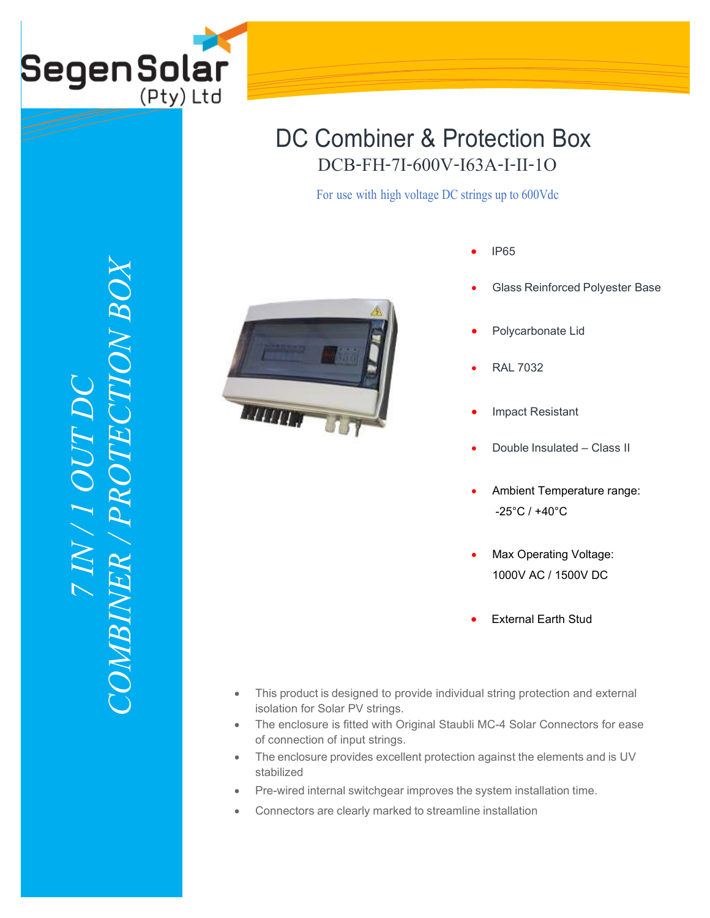Segen Solar (Pty) Ltd

# 7 IN / 1 OUT DC COMBINER / PROTECTION BOX

# DC Combiner & Protection Box

## DCB-FH-7I-600V-I63A-I-II-1O

For use with high voltage DC strings up to 600Vdc

- IP65
- Glass Reinforced Polyester Base
- Polycarbonate Lid
- RAL 7032
- Impact Resistant
- Double Insulated – Class II
- Ambient Temperature range: -25°C / +40°C
- Max Operating Voltage: 1000V AC / 1500V DC
- External Earth Stud

- This product is designed to provide individual string protection and external isolation for Solar PV strings.
- The enclosure is fitted with Original Staubli MC-4 Solar Connectors for ease of connection of input strings.
- The enclosure provides excellent protection against the elements and is UV stabilized
- Pre-wired internal switchgear improves the system installation time.
- Connectors are clearly marked to streamline installation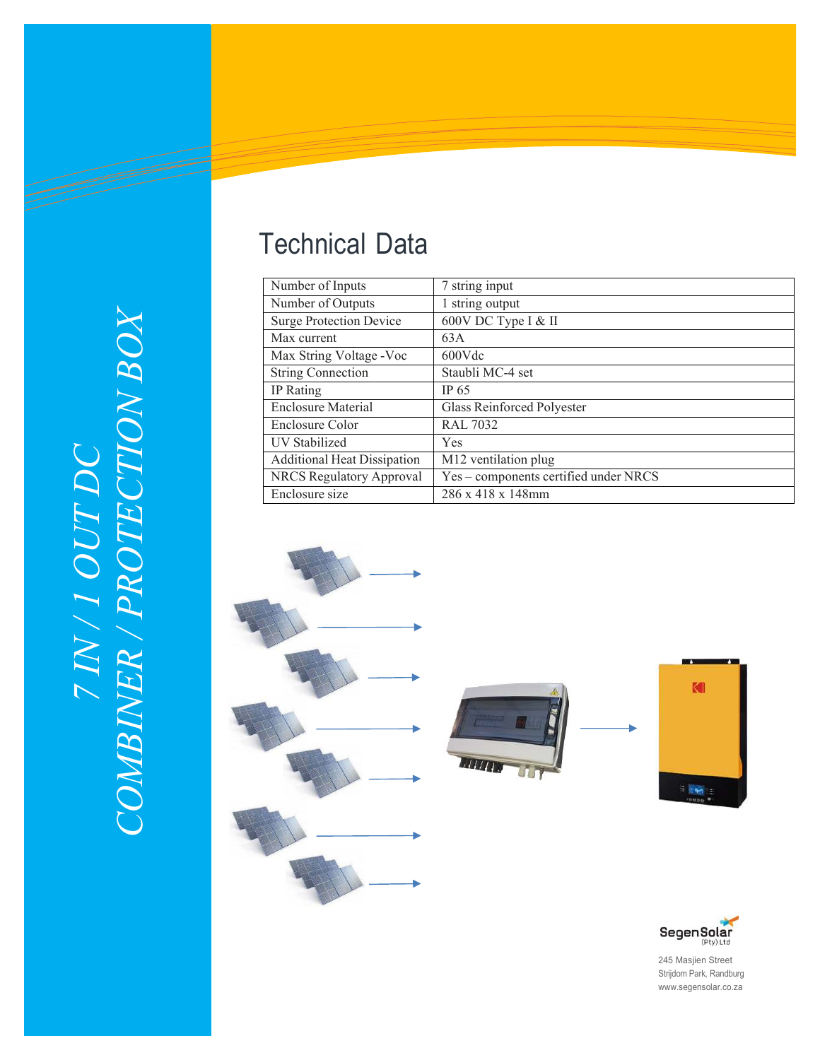# 7 IN / 1 OUT DC COMBINER / PROTECTION BOX

## Technical Data

| | |
|---|---|
| Number of Inputs | 7 string input |
| Number of Outputs | 1 string output |
| Surge Protection Device | 600V DC Type I & II |
| Max current | 63A |
| Max String Voltage -Voc | 600Vdc |
| String Connection | Staubli MC-4 set |
| IP Rating | IP 65 |
| Enclosure Material | Glass Reinforced Polyester |
| Enclosure Color | RAL 7032 |
| UV Stabilized | Yes |
| Additional Heat Dissipation | M12 ventilation plug |
| NRCS Regulatory Approval | Yes – components certified under NRCS |
| Enclosure size | 286 x 418 x 148mm |

SegenSolar (Pty) Ltd

245 Masjien Street
Strijdom Park, Randburg
www.segensolar.co.za